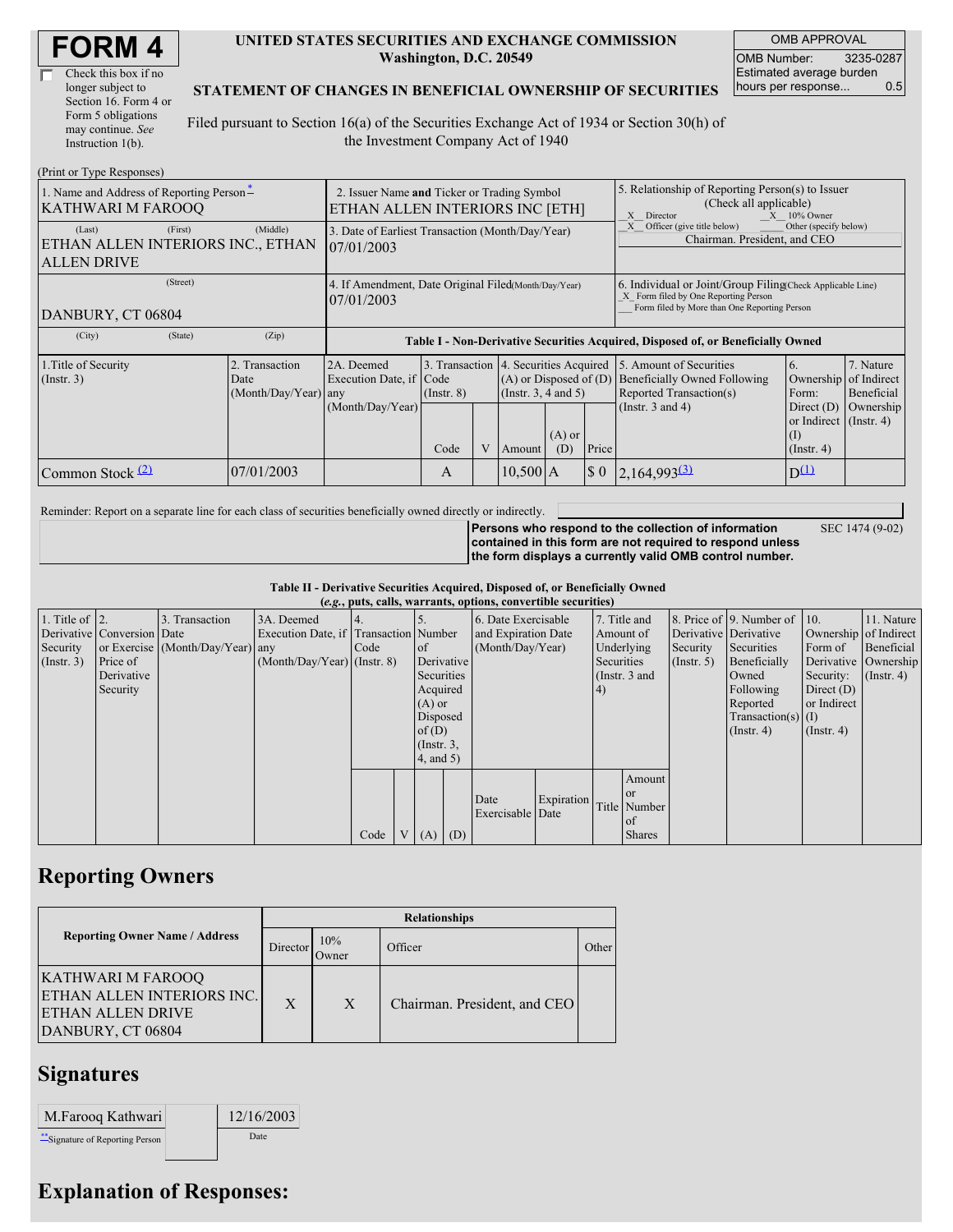# FORM 4

☐ Check this box if no longer subject to Section 16. Form 4 or Form 5 obligations may continue. *See* Instruction 1(b).

**UNITED STATES SECURITIES AND EXCHANGE COMMISSION**
**Washington, D.C. 20549**

**STATEMENT OF CHANGES IN BENEFICIAL OWNERSHIP OF SECURITIES**

Filed pursuant to Section 16(a) of the Securities Exchange Act of 1934 or Section 30(h) of the Investment Company Act of 1940

| OMB APPROVAL | |
|---|---|
| OMB Number: | 3235-0287 |
| Estimated average burden hours per response... | 0.5 |

(Print or Type Responses)

| 1. Name and Address of Reporting Person* | 2. Issuer Name and Ticker or Trading Symbol | 5. Relationship of Reporting Person(s) to Issuer (Check all applicable) |
|---|---|---|
| KATHWARI M FAROOQ | ETHAN ALLEN INTERIORS INC [ETH] | _X_ Director _X_ 10% Owner _X_ Officer (give title below) ___ Other (specify below) |
| (Last) (First) (Middle) ETHAN ALLEN INTERIORS INC., ETHAN ALLEN DRIVE | 3. Date of Earliest Transaction (Month/Day/Year) 07/01/2003 | Chairman. President, and CEO |
| (Street) DANBURY, CT 06804 | 4. If Amendment, Date Original Filed(Month/Day/Year) 07/01/2003 | 6. Individual or Joint/Group Filing(Check Applicable Line) _X_ Form filed by One Reporting Person ___ Form filed by More than One Reporting Person |
| (City) (State) (Zip) | | |

**Table I - Non-Derivative Securities Acquired, Disposed of, or Beneficially Owned**

| 1.Title of Security (Instr. 3) | 2. Transaction Date (Month/Day/Year) | 2A. Deemed Execution Date, if any (Month/Day/Year) | 3. Transaction Code (Instr. 8) Code | V | 4. Securities Acquired (A) or Disposed of (D) (Instr. 3, 4 and 5) Amount | (A) or (D) | Price | 5. Amount of Securities Beneficially Owned Following Reported Transaction(s) (Instr. 3 and 4) | 6. Ownership Form: Direct (D) or Indirect (I) (Instr. 4) | 7. Nature of Indirect Beneficial Ownership (Instr. 4) |
|---|---|---|---|---|---|---|---|---|---|---|
| Common Stock [(2)] | 07/01/2003 | | A | | 10,500 | A | $ 0 | 2,164,993[(3)] | D[(1)] | |

Reminder: Report on a separate line for each class of securities beneficially owned directly or indirectly.

**Persons who respond to the collection of information contained in this form are not required to respond unless the form displays a currently valid OMB control number.** SEC 1474 (9-02)

**Table II - Derivative Securities Acquired, Disposed of, or Beneficially Owned**
***(e.g., puts, calls, warrants, options, convertible securities)***

| 1. Title of Derivative Security (Instr. 3) | 2. Conversion or Exercise Price of Derivative Security | 3. Transaction Date (Month/Day/Year) | 3A. Deemed Execution Date, if any (Month/Day/Year) | 4. Transaction Code (Instr. 8) Code | V | 5. Number of Derivative Securities Acquired (A) or Disposed of (D) (Instr. 3, 4, and 5) (A) | (D) | 6. Date Exercisable and Expiration Date (Month/Day/Year) Date Exercisable | Expiration Date | 7. Title and Amount of Underlying Securities (Instr. 3 and 4) Title | Amount or Number of Shares | 8. Price of Derivative Security (Instr. 5) | 9. Number of Derivative Securities Beneficially Owned Following Reported Transaction(s) (Instr. 4) | 10. Ownership Form of Derivative Security: Direct (D) or Indirect (I) (Instr. 4) | 11. Nature of Indirect Beneficial Ownership (Instr. 4) |
|---|---|---|---|---|---|---|---|---|---|---|---|---|---|---|---|

## Reporting Owners

| Reporting Owner Name / Address | Director | 10% Owner | Officer | Other |
|---|---|---|---|---|
| KATHWARI M FAROOQ ETHAN ALLEN INTERIORS INC. ETHAN ALLEN DRIVE DANBURY, CT 06804 | X | X | Chairman. President, and CEO | |

## Signatures

| M.Farooq Kathwari | 12/16/2003 |
|---|---|
| **Signature of Reporting Person | Date |

## Explanation of Responses: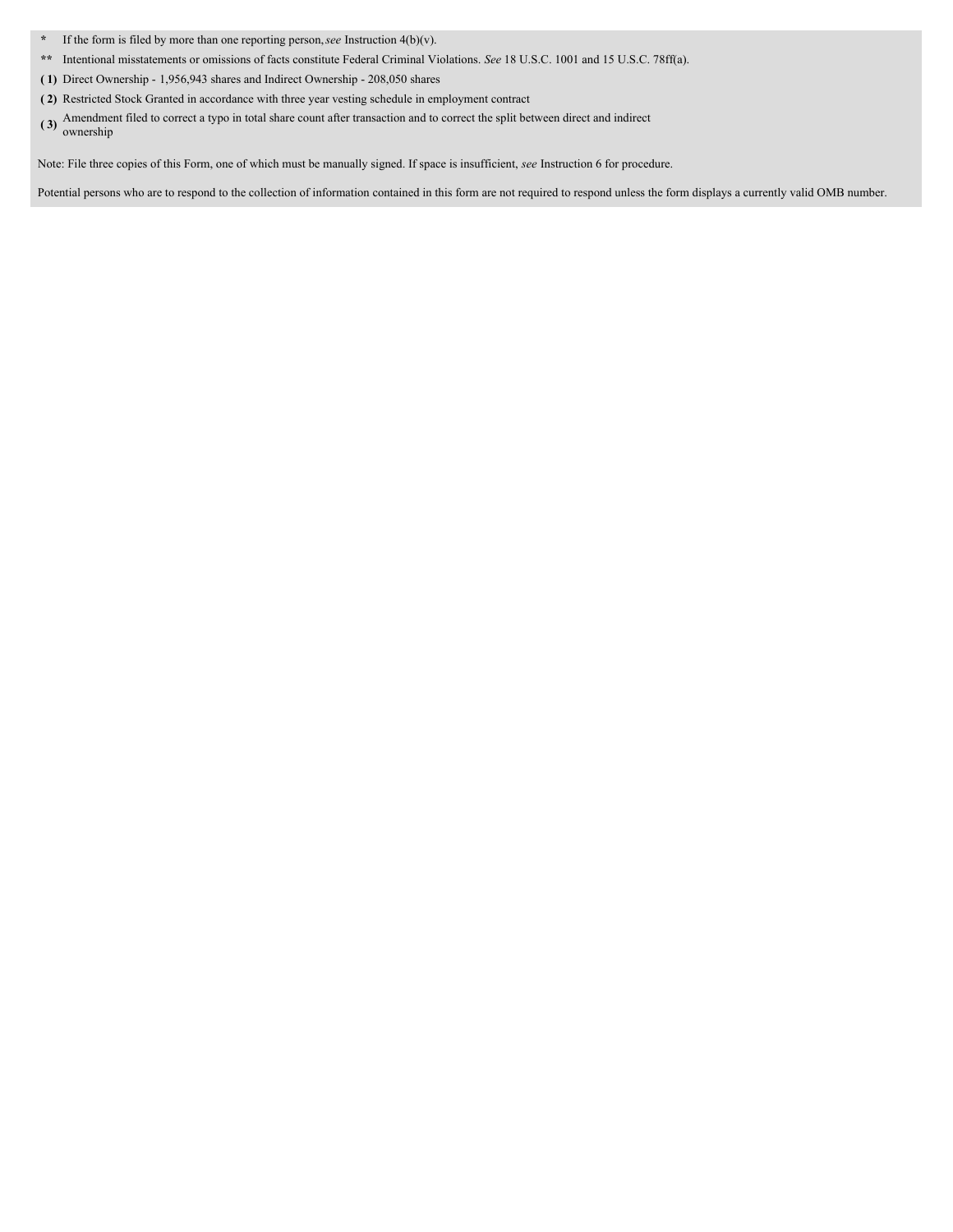| | |
|---|---|
| * | If the form is filed by more than one reporting person, *see* Instruction 4(b)(v). |
| ** | Intentional misstatements or omissions of facts constitute Federal Criminal Violations. *See* 18 U.S.C. 1001 and 15 U.S.C. 78ff(a). |
| **( 1)** | Direct Ownership - 1,956,943 shares and Indirect Ownership - 208,050 shares |
| **( 2)** | Restricted Stock Granted in accordance with three year vesting schedule in employment contract |
| **( 3)** | Amendment filed to correct a typo in total share count after transaction and to correct the split between direct and indirect ownership |

Note: File three copies of this Form, one of which must be manually signed. If space is insufficient, *see* Instruction 6 for procedure.

Potential persons who are to respond to the collection of information contained in this form are not required to respond unless the form displays a currently valid OMB number.